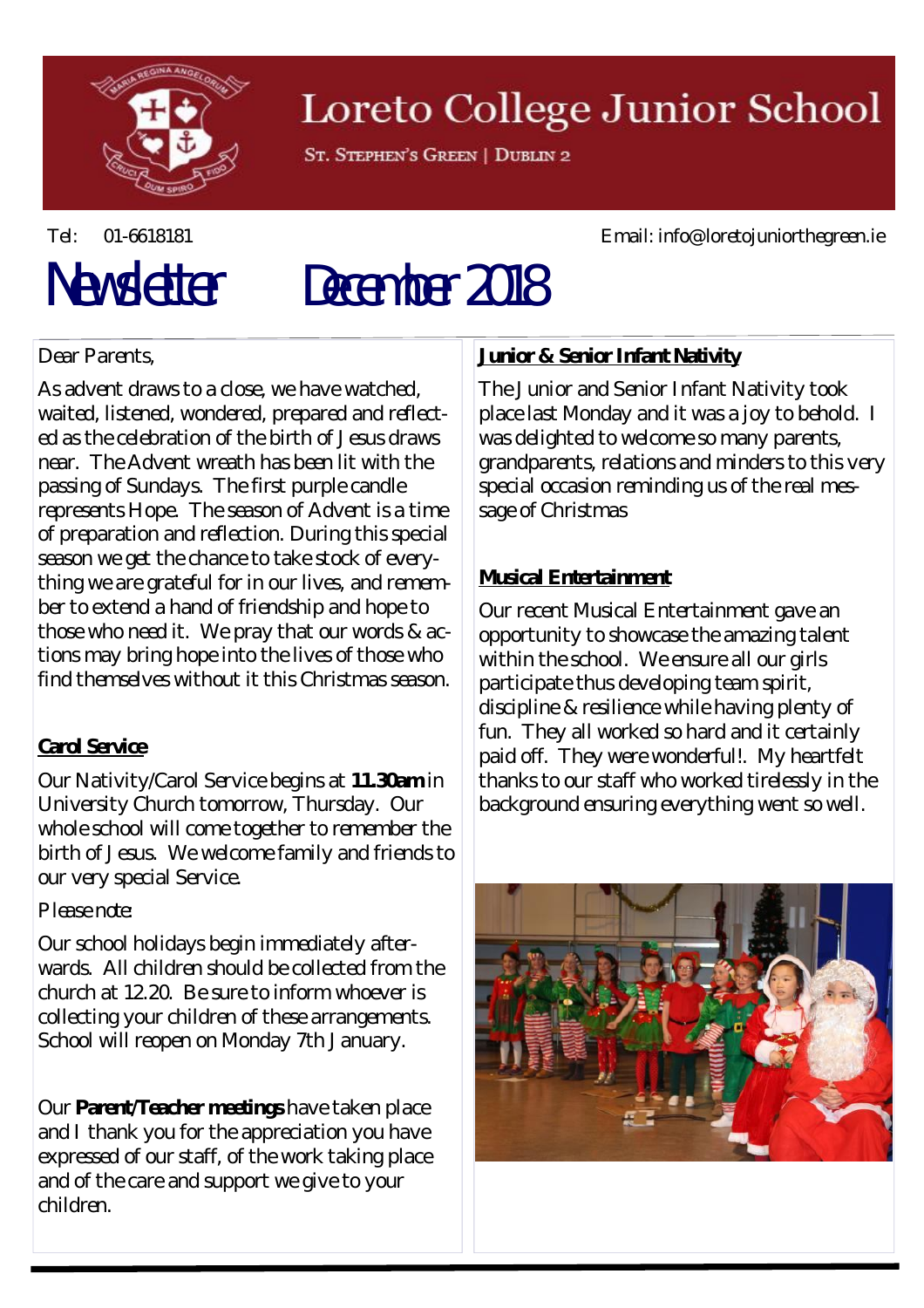# Loreto College Junior School

ST. STEPHEN'S GREEN | DUBLIN 2

Tel: 01-6618181 Email: info@loretojuniorthegreen.ie

# Newsletter December 2018

Dear Parents,

As advent draws to a close, we have watched, waited, listened, wondered, prepared and reflected as the celebration of the birth of Jesus draws near. The Advent wreath has been lit with the passing of Sundays. The first purple candle represents Hope. The season of Advent is a time of preparation and reflection. During this special season we get the chance to take stock of everything we are grateful for in our lives, and remember to extend a hand of friendship and hope to those who need it. We pray that our words & actions may bring hope into the lives of those who find themselves without it this Christmas season.

**Carol Service**

Our Nativity/Carol Service begins at **11.30am** in University Church tomorrow, Thursday. Our whole school will come together to remember the birth of Jesus. We welcome family and friends to our very special Service.

*Please note:*

Our school holidays begin immediately afterwards. All children should be collected from the church at 12.20. Be sure to inform whoever is collecting your children of these arrangements. School will reopen on Monday 7th January.

Our **Parent/Teacher meetings** have taken place and I thank you for the appreciation you have expressed of our staff, of the work taking place and of the care and support we give to your children.

**Junior & Senior Infant Nativity**

The Junior and Senior Infant Nativity took place last Monday and it was a joy to behold. I was delighted to welcome so many parents, grandparents, relations and minders to this very special occasion reminding us of the real message of Christmas

**Musical Entertainment**

Our recent Musical Entertainment gave an opportunity to showcase the amazing talent within the school. We ensure all our girls participate thus developing team spirit, discipline & resilience while having plenty of fun. They all worked so hard and it certainly paid off. They were wonderful!. My heartfelt thanks to our staff who worked tirelessly in the background ensuring everything went so well.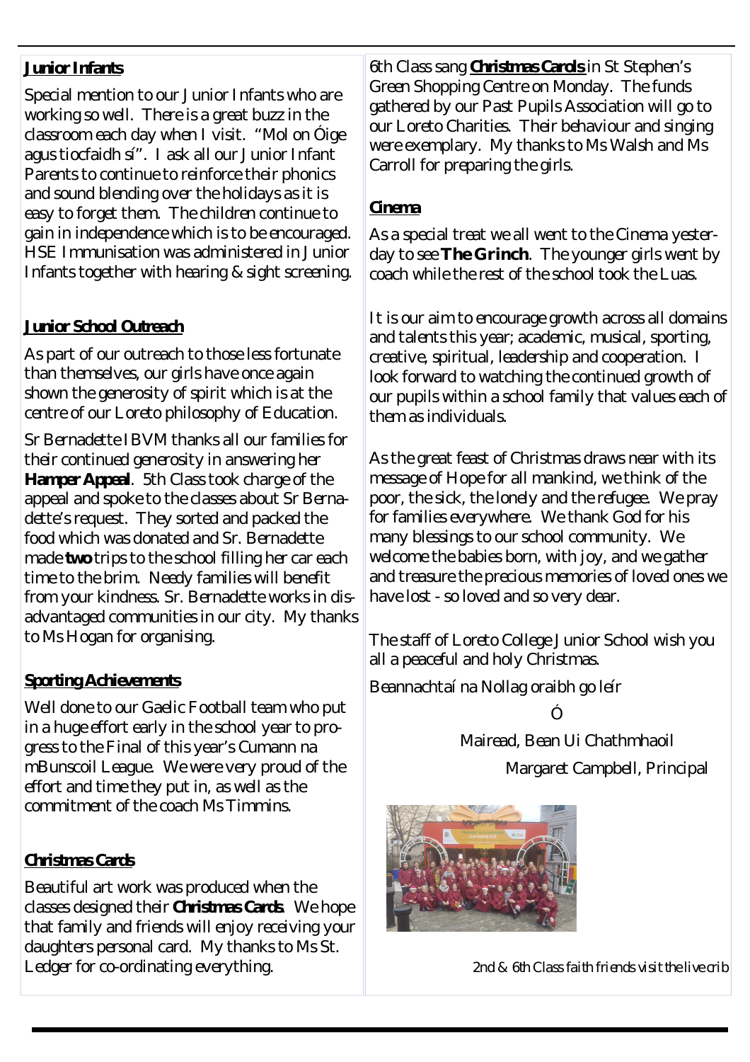## Junior Infants

Special mention to our Junior Infants who are working so well. There is a great buzz in the classroom each day when I visit. "Mol on Óige agus tiocfaidh sí". I ask all our Junior Infant Parents to continue to reinforce their phonics and sound blending over the holidays as it is easy to forget them. The children continue to gain in independence which is to be encouraged. HSE Immunisation was administered in Junior Infants together with hearing & sight screening.

## Junior School Outreach

As part of our outreach to those less fortunate than themselves, our girls have once again shown the generosity of spirit which is at the centre of our Loreto philosophy of Education.

Sr Bernadette IBVM thanks all our families for their continued generosity in answering her **Hamper Appeal**. 5th Class took charge of the appeal and spoke to the classes about Sr Bernadette's request. They sorted and packed the food which was donated and Sr. Bernadette made **two** trips to the school filling her car each time to the brim. Needy families will benefit from your kindness. Sr. Bernadette works in disadvantaged communities in our city. My thanks to Ms Hogan for organising.

## Sporting Achievements

Well done to our Gaelic Football team who put in a huge effort early in the school year to progress to the Final of this year's Cumann na mBunscoil League. We were very proud of the effort and time they put in, as well as the commitment of the coach Ms Timmins.

## Christmas Cards

Beautiful art work was produced when the classes designed their **Christmas Cards**. We hope that family and friends will enjoy receiving your daughters personal card. My thanks to Ms St. Ledger for co-ordinating everything.

6th Class sang **Christmas Carols** in St Stephen's Green Shopping Centre on Monday. The funds gathered by our Past Pupils Association will go to our Loreto Charities. Their behaviour and singing were exemplary. My thanks to Ms Walsh and Ms Carroll for preparing the girls.

## Cinema

As a special treat we all went to the Cinema yesterday to see **The Grinch**. The younger girls went by coach while the rest of the school took the Luas.

It is our aim to encourage growth across all domains and talents this year; academic, musical, sporting, creative, spiritual, leadership and cooperation. I look forward to watching the continued growth of our pupils within a school family that values each of them as individuals.

As the great feast of Christmas draws near with its message of Hope for all mankind, we think of the poor, the sick, the lonely and the refugee. We pray for families everywhere. We thank God for his many blessings to our school community. We welcome the babies born, with joy, and we gather and treasure the precious memories of loved ones we have lost - so loved and so very dear.

The staff of Loreto College Junior School wish you all a peaceful and holy Christmas.

Beannachtaí na Nollag oraibh go léir

Ó

Mairead, Bean Ui Chathmhaoil

Margaret Campbell, Principal

2nd & 6th Class faith friends visit the live crib